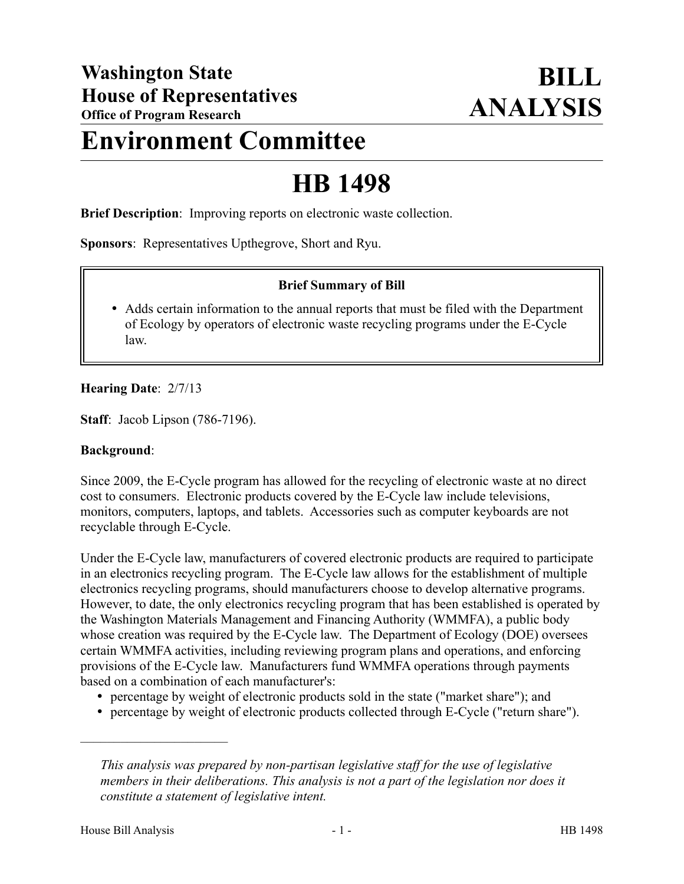**Washington State**
**House of Representatives**
**Office of Program Research**

# BILL ANALYSIS

# Environment Committee

# HB 1498

**Brief Description**: Improving reports on electronic waste collection.

**Sponsors**: Representatives Upthegrove, Short and Ryu.

**Brief Summary of Bill**

- Adds certain information to the annual reports that must be filed with the Department of Ecology by operators of electronic waste recycling programs under the E-Cycle law.

**Hearing Date**: 2/7/13

**Staff**: Jacob Lipson (786-7196).

**Background**:

Since 2009, the E-Cycle program has allowed for the recycling of electronic waste at no direct cost to consumers. Electronic products covered by the E-Cycle law include televisions, monitors, computers, laptops, and tablets. Accessories such as computer keyboards are not recyclable through E-Cycle.

Under the E-Cycle law, manufacturers of covered electronic products are required to participate in an electronics recycling program. The E-Cycle law allows for the establishment of multiple electronics recycling programs, should manufacturers choose to develop alternative programs. However, to date, the only electronics recycling program that has been established is operated by the Washington Materials Management and Financing Authority (WMMFA), a public body whose creation was required by the E-Cycle law. The Department of Ecology (DOE) oversees certain WMMFA activities, including reviewing program plans and operations, and enforcing provisions of the E-Cycle law. Manufacturers fund WMMFA operations through payments based on a combination of each manufacturer's:

- percentage by weight of electronic products sold in the state ("market share"); and
- percentage by weight of electronic products collected through E-Cycle ("return share").

---

*This analysis was prepared by non-partisan legislative staff for the use of legislative members in their deliberations. This analysis is not a part of the legislation nor does it constitute a statement of legislative intent.*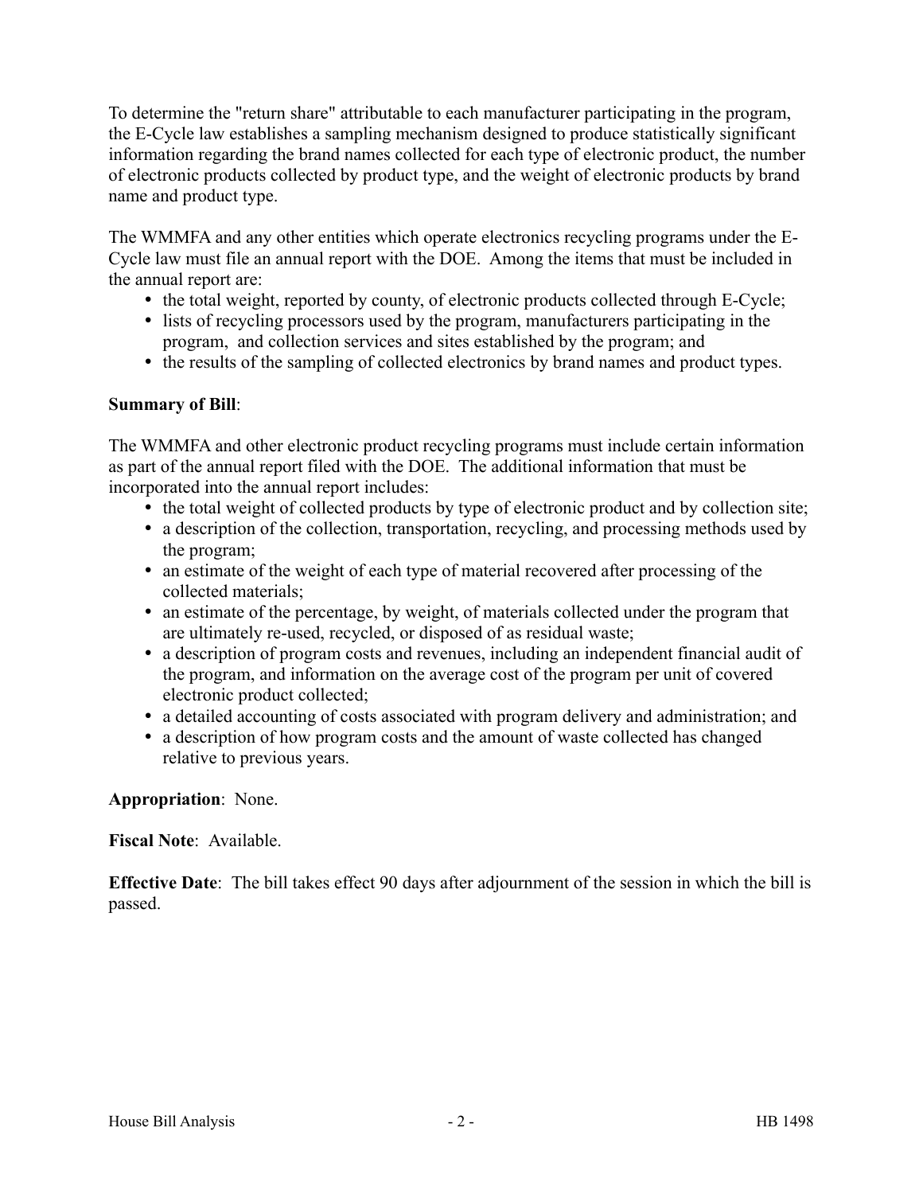To determine the "return share" attributable to each manufacturer participating in the program, the E-Cycle law establishes a sampling mechanism designed to produce statistically significant information regarding the brand names collected for each type of electronic product, the number of electronic products collected by product type, and the weight of electronic products by brand name and product type.

The WMMFA and any other entities which operate electronics recycling programs under the E-Cycle law must file an annual report with the DOE. Among the items that must be included in the annual report are:

- the total weight, reported by county, of electronic products collected through E-Cycle;
- lists of recycling processors used by the program, manufacturers participating in the program, and collection services and sites established by the program; and
- the results of the sampling of collected electronics by brand names and product types.

**Summary of Bill**:

The WMMFA and other electronic product recycling programs must include certain information as part of the annual report filed with the DOE. The additional information that must be incorporated into the annual report includes:

- the total weight of collected products by type of electronic product and by collection site;
- a description of the collection, transportation, recycling, and processing methods used by the program;
- an estimate of the weight of each type of material recovered after processing of the collected materials;
- an estimate of the percentage, by weight, of materials collected under the program that are ultimately re-used, recycled, or disposed of as residual waste;
- a description of program costs and revenues, including an independent financial audit of the program, and information on the average cost of the program per unit of covered electronic product collected;
- a detailed accounting of costs associated with program delivery and administration; and
- a description of how program costs and the amount of waste collected has changed relative to previous years.

**Appropriation**: None.

**Fiscal Note**: Available.

**Effective Date**: The bill takes effect 90 days after adjournment of the session in which the bill is passed.